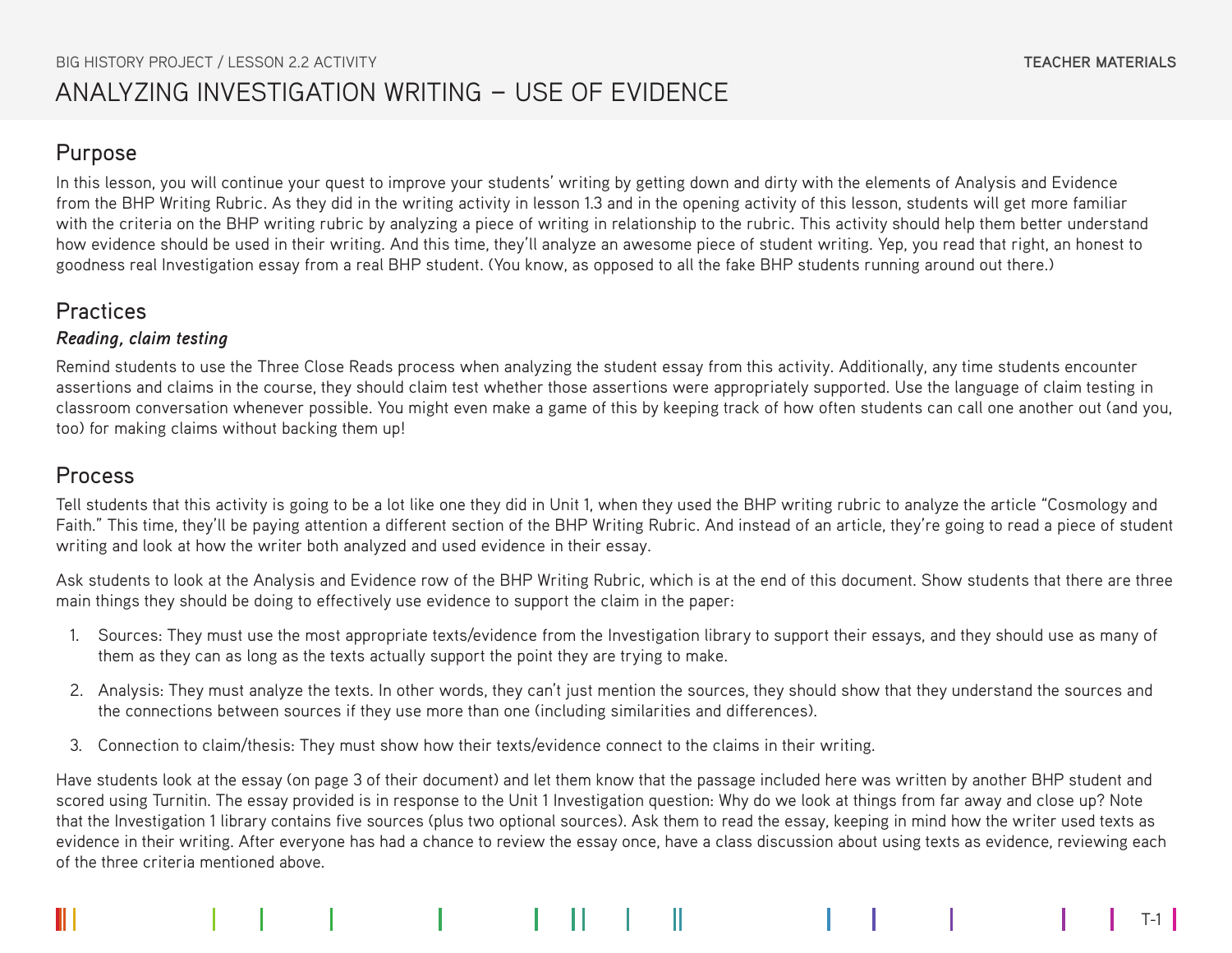BIG HISTORY PROJECT / LESSON 2.2 ACTIVITY

TEACHER MATERIALS

# ANALYZING INVESTIGATION WRITING – USE OF EVIDENCE

## Purpose

In this lesson, you will continue your quest to improve your students' writing by getting down and dirty with the elements of Analysis and Evidence from the BHP Writing Rubric. As they did in the writing activity in lesson 1.3 and in the opening activity of this lesson, students will get more familiar with the criteria on the BHP writing rubric by analyzing a piece of writing in relationship to the rubric. This activity should help them better understand how evidence should be used in their writing. And this time, they'll analyze an awesome piece of student writing. Yep, you read that right, an honest to goodness real Investigation essay from a real BHP student. (You know, as opposed to all the fake BHP students running around out there.)

## Practices

### *Reading, claim testing*

Remind students to use the Three Close Reads process when analyzing the student essay from this activity. Additionally, any time students encounter assertions and claims in the course, they should claim test whether those assertions were appropriately supported. Use the language of claim testing in classroom conversation whenever possible. You might even make a game of this by keeping track of how often students can call one another out (and you, too) for making claims without backing them up!

## Process

Tell students that this activity is going to be a lot like one they did in Unit 1, when they used the BHP writing rubric to analyze the article "Cosmology and Faith." This time, they'll be paying attention a different section of the BHP Writing Rubric. And instead of an article, they're going to read a piece of student writing and look at how the writer both analyzed and used evidence in their essay.

Ask students to look at the Analysis and Evidence row of the BHP Writing Rubric, which is at the end of this document. Show students that there are three main things they should be doing to effectively use evidence to support the claim in the paper:

1. Sources: They must use the most appropriate texts/evidence from the Investigation library to support their essays, and they should use as many of them as they can as long as the texts actually support the point they are trying to make.
2. Analysis: They must analyze the texts. In other words, they can't just mention the sources, they should show that they understand the sources and the connections between sources if they use more than one (including similarities and differences).
3. Connection to claim/thesis: They must show how their texts/evidence connect to the claims in their writing.

Have students look at the essay (on page 3 of their document) and let them know that the passage included here was written by another BHP student and scored using Turnitin. The essay provided is in response to the Unit 1 Investigation question: Why do we look at things from far away and close up? Note that the Investigation 1 library contains five sources (plus two optional sources). Ask them to read the essay, keeping in mind how the writer used texts as evidence in their writing. After everyone has had a chance to review the essay once, have a class discussion about using texts as evidence, reviewing each of the three criteria mentioned above.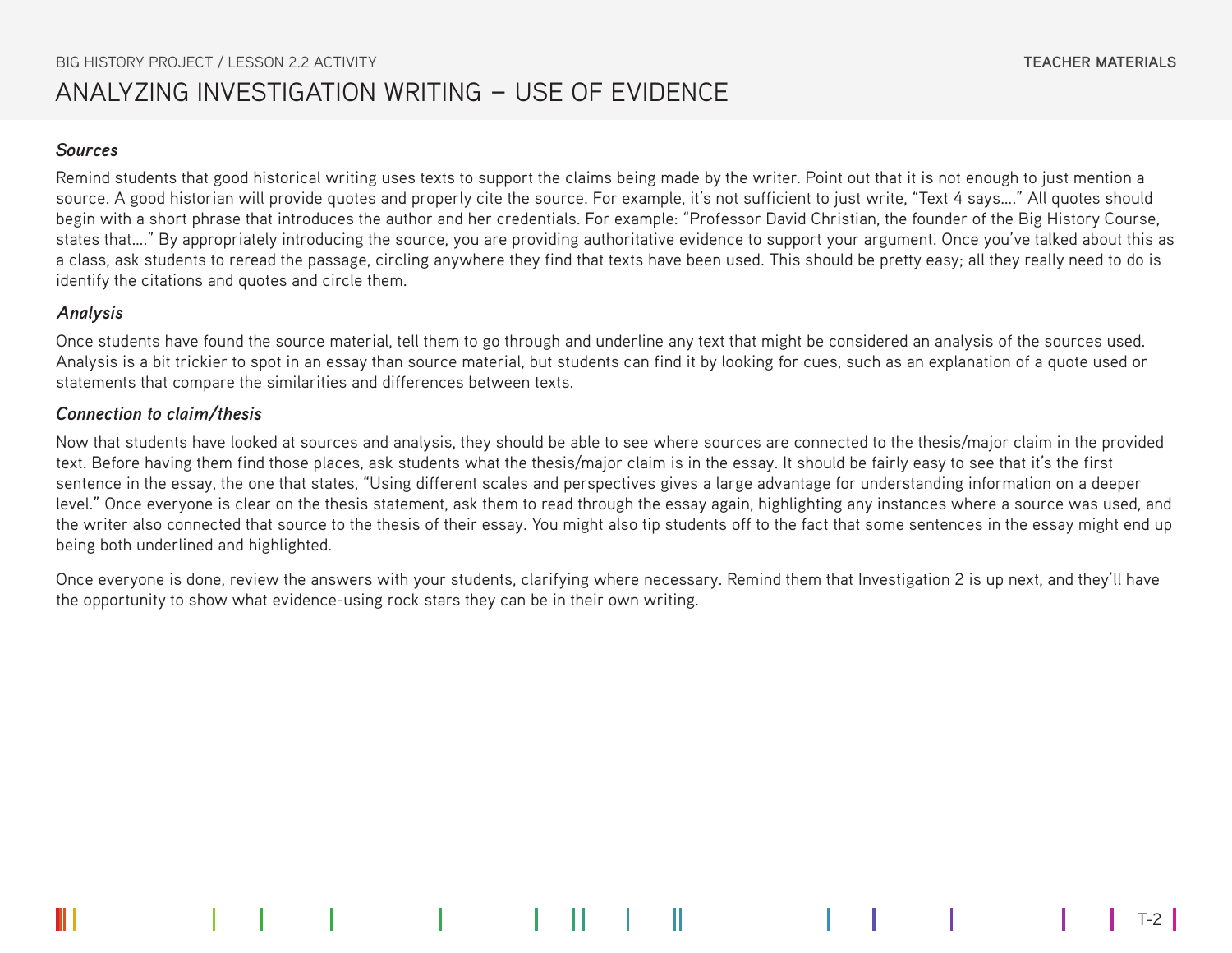# ANALYZING INVESTIGATION WRITING – USE OF EVIDENCE

### *Sources*

Remind students that good historical writing uses texts to support the claims being made by the writer. Point out that it is not enough to just mention a source. A good historian will provide quotes and properly cite the source. For example, it's not sufficient to just write, "Text 4 says…." All quotes should begin with a short phrase that introduces the author and her credentials. For example: "Professor David Christian, the founder of the Big History Course, states that…." By appropriately introducing the source, you are providing authoritative evidence to support your argument. Once you've talked about this as a class, ask students to reread the passage, circling anywhere they find that texts have been used. This should be pretty easy; all they really need to do is identify the citations and quotes and circle them.

### *Analysis*

Once students have found the source material, tell them to go through and underline any text that might be considered an analysis of the sources used. Analysis is a bit trickier to spot in an essay than source material, but students can find it by looking for cues, such as an explanation of a quote used or statements that compare the similarities and differences between texts.

### *Connection to claim/thesis*

Now that students have looked at sources and analysis, they should be able to see where sources are connected to the thesis/major claim in the provided text. Before having them find those places, ask students what the thesis/major claim is in the essay. It should be fairly easy to see that it's the first sentence in the essay, the one that states, "Using different scales and perspectives gives a large advantage for understanding information on a deeper level." Once everyone is clear on the thesis statement, ask them to read through the essay again, highlighting any instances where a source was used, and the writer also connected that source to the thesis of their essay. You might also tip students off to the fact that some sentences in the essay might end up being both underlined and highlighted.

Once everyone is done, review the answers with your students, clarifying where necessary. Remind them that Investigation 2 is up next, and they'll have the opportunity to show what evidence-using rock stars they can be in their own writing.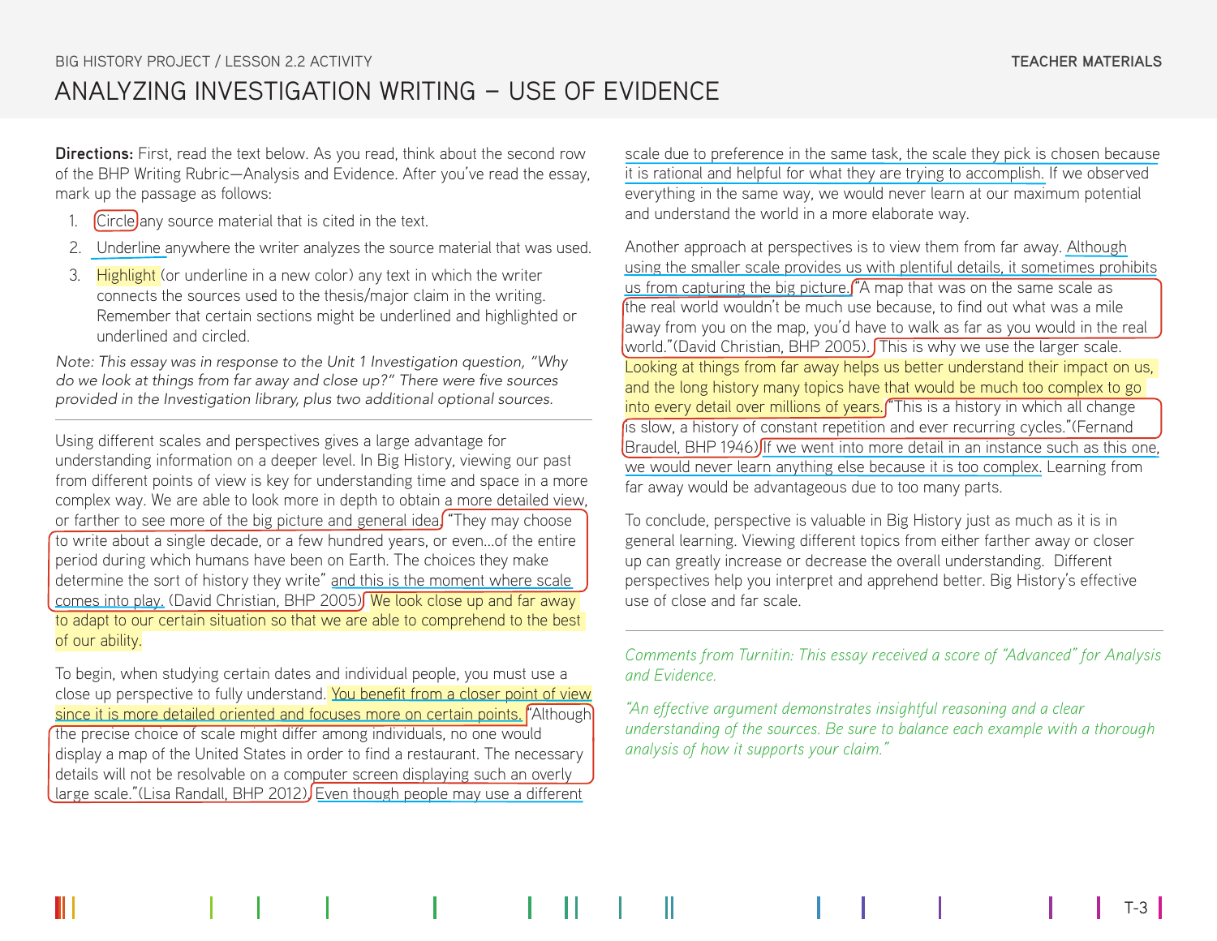BIG HISTORY PROJECT / LESSON 2.2 ACTIVITY

# ANALYZING INVESTIGATION WRITING – USE OF EVIDENCE

**Directions:** First, read the text below. As you read, think about the second row of the BHP Writing Rubric—Analysis and Evidence. After you've read the essay, mark up the passage as follows:

1. Circle any source material that is cited in the text.
2. Underline anywhere the writer analyzes the source material that was used.
3. Highlight (or underline in a new color) any text in which the writer connects the sources used to the thesis/major claim in the writing. Remember that certain sections might be underlined and highlighted or underlined and circled.

*Note: This essay was in response to the Unit 1 Investigation question, "Why do we look at things from far away and close up?" There were five sources provided in the Investigation library, plus two additional optional sources.*

---

Using different scales and perspectives gives a large advantage for understanding information on a deeper level. In Big History, viewing our past from different points of view is key for understanding time and space in a more complex way. We are able to look more in depth to obtain a more detailed view, or farther to see more of the big picture and general idea. "They may choose to write about a single decade, or a few hundred years, or even…of the entire period during which humans have been on Earth. The choices they make determine the sort of history they write" and this is the moment where scale comes into play. (David Christian, BHP 2005) We look close up and far away to adapt to our certain situation so that we are able to comprehend to the best of our ability.

To begin, when studying certain dates and individual people, you must use a close up perspective to fully understand. You benefit from a closer point of view since it is more detailed oriented and focuses more on certain points. "Although the precise choice of scale might differ among individuals, no one would display a map of the United States in order to find a restaurant. The necessary details will not be resolvable on a computer screen displaying such an overly large scale."(Lisa Randall, BHP 2012). Even though people may use a different scale due to preference in the same task, the scale they pick is chosen because it is rational and helpful for what they are trying to accomplish. If we observed everything in the same way, we would never learn at our maximum potential and understand the world in a more elaborate way.

Another approach at perspectives is to view them from far away. Although using the smaller scale provides us with plentiful details, it sometimes prohibits us from capturing the big picture. "A map that was on the same scale as the real world wouldn't be much use because, to find out what was a mile away from you on the map, you'd have to walk as far as you would in the real world."(David Christian, BHP 2005). This is why we use the larger scale. Looking at things from far away helps us better understand their impact on us, and the long history many topics have that would be much too complex to go into every detail over millions of years. "This is a history in which all change is slow, a history of constant repetition and ever recurring cycles."(Fernand Braudel, BHP 1946) If we went into more detail in an instance such as this one, we would never learn anything else because it is too complex. Learning from far away would be advantageous due to too many parts.

To conclude, perspective is valuable in Big History just as much as it is in general learning. Viewing different topics from either farther away or closer up can greatly increase or decrease the overall understanding. Different perspectives help you interpret and apprehend better. Big History's effective use of close and far scale.

---

*Comments from Turnitin: This essay received a score of "Advanced" for Analysis and Evidence.*

*"An effective argument demonstrates insightful reasoning and a clear understanding of the sources. Be sure to balance each example with a thorough analysis of how it supports your claim."*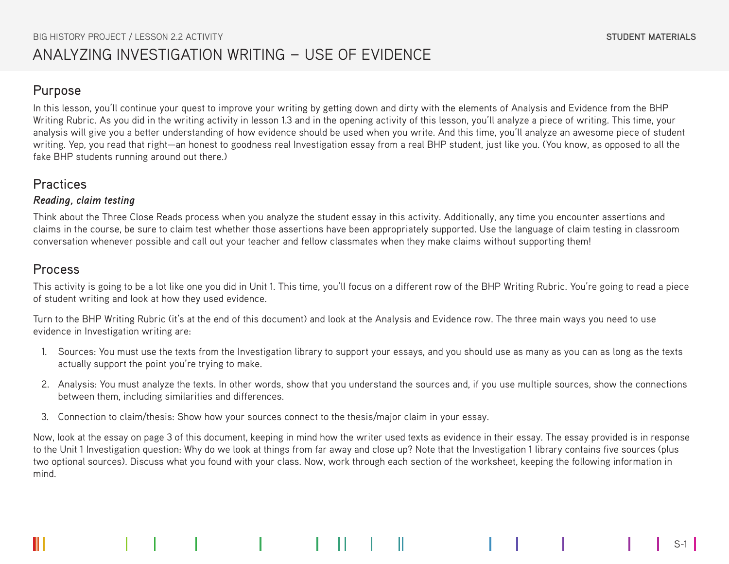BIG HISTORY PROJECT / LESSON 2.2 ACTIVITY

STUDENT MATERIALS

# ANALYZING INVESTIGATION WRITING – USE OF EVIDENCE

## Purpose

In this lesson, you'll continue your quest to improve your writing by getting down and dirty with the elements of Analysis and Evidence from the BHP Writing Rubric. As you did in the writing activity in lesson 1.3 and in the opening activity of this lesson, you'll analyze a piece of writing. This time, your analysis will give you a better understanding of how evidence should be used when you write. And this time, you'll analyze an awesome piece of student writing. Yep, you read that right—an honest to goodness real Investigation essay from a real BHP student, just like you. (You know, as opposed to all the fake BHP students running around out there.)

## Practices

***Reading, claim testing***

Think about the Three Close Reads process when you analyze the student essay in this activity. Additionally, any time you encounter assertions and claims in the course, be sure to claim test whether those assertions have been appropriately supported. Use the language of claim testing in classroom conversation whenever possible and call out your teacher and fellow classmates when they make claims without supporting them!

## Process

This activity is going to be a lot like one you did in Unit 1. This time, you'll focus on a different row of the BHP Writing Rubric. You're going to read a piece of student writing and look at how they used evidence.

Turn to the BHP Writing Rubric (it's at the end of this document) and look at the Analysis and Evidence row. The three main ways you need to use evidence in Investigation writing are:

1. Sources: You must use the texts from the Investigation library to support your essays, and you should use as many as you can as long as the texts actually support the point you're trying to make.
2. Analysis: You must analyze the texts. In other words, show that you understand the sources and, if you use multiple sources, show the connections between them, including similarities and differences.
3. Connection to claim/thesis: Show how your sources connect to the thesis/major claim in your essay.

Now, look at the essay on page 3 of this document, keeping in mind how the writer used texts as evidence in their essay. The essay provided is in response to the Unit 1 Investigation question: Why do we look at things from far away and close up? Note that the Investigation 1 library contains five sources (plus two optional sources). Discuss what you found with your class. Now, work through each section of the worksheet, keeping the following information in mind.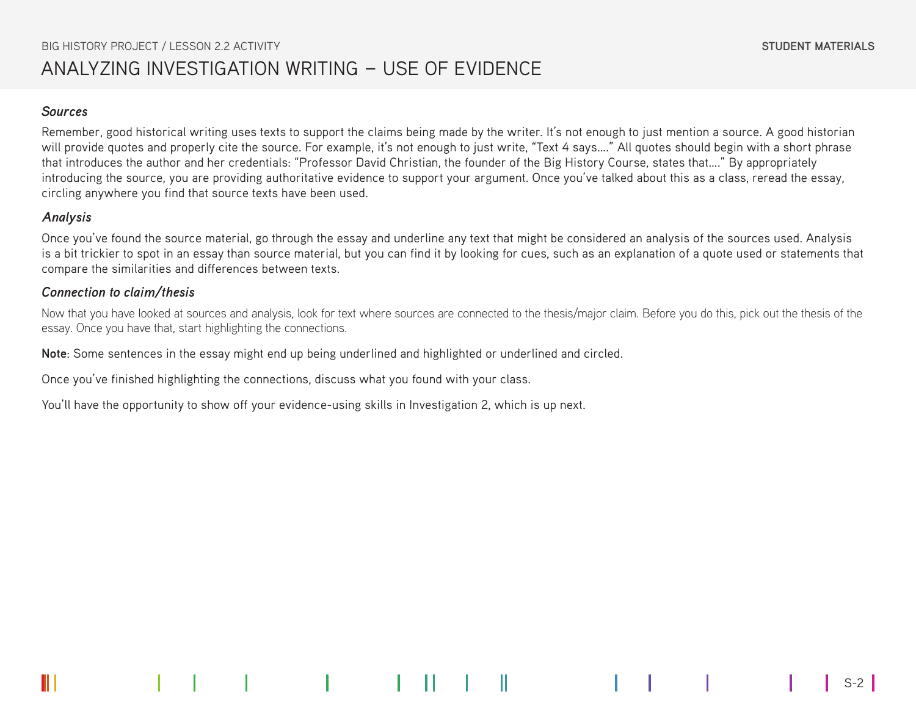# ANALYZING INVESTIGATION WRITING – USE OF EVIDENCE

### *Sources*

Remember, good historical writing uses texts to support the claims being made by the writer. It's not enough to just mention a source. A good historian will provide quotes and properly cite the source. For example, it's not enough to just write, "Text 4 says…." All quotes should begin with a short phrase that introduces the author and her credentials: "Professor David Christian, the founder of the Big History Course, states that…." By appropriately introducing the source, you are providing authoritative evidence to support your argument. Once you've talked about this as a class, reread the essay, circling anywhere you find that source texts have been used.

### *Analysis*

Once you've found the source material, go through the essay and underline any text that might be considered an analysis of the sources used. Analysis is a bit trickier to spot in an essay than source material, but you can find it by looking for cues, such as an explanation of a quote used or statements that compare the similarities and differences between texts.

### *Connection to claim/thesis*

Now that you have looked at sources and analysis, look for text where sources are connected to the thesis/major claim. Before you do this, pick out the thesis of the essay. Once you have that, start highlighting the connections.

**Note**: Some sentences in the essay might end up being underlined and highlighted or underlined and circled.

Once you've finished highlighting the connections, discuss what you found with your class.

You'll have the opportunity to show off your evidence-using skills in Investigation 2, which is up next.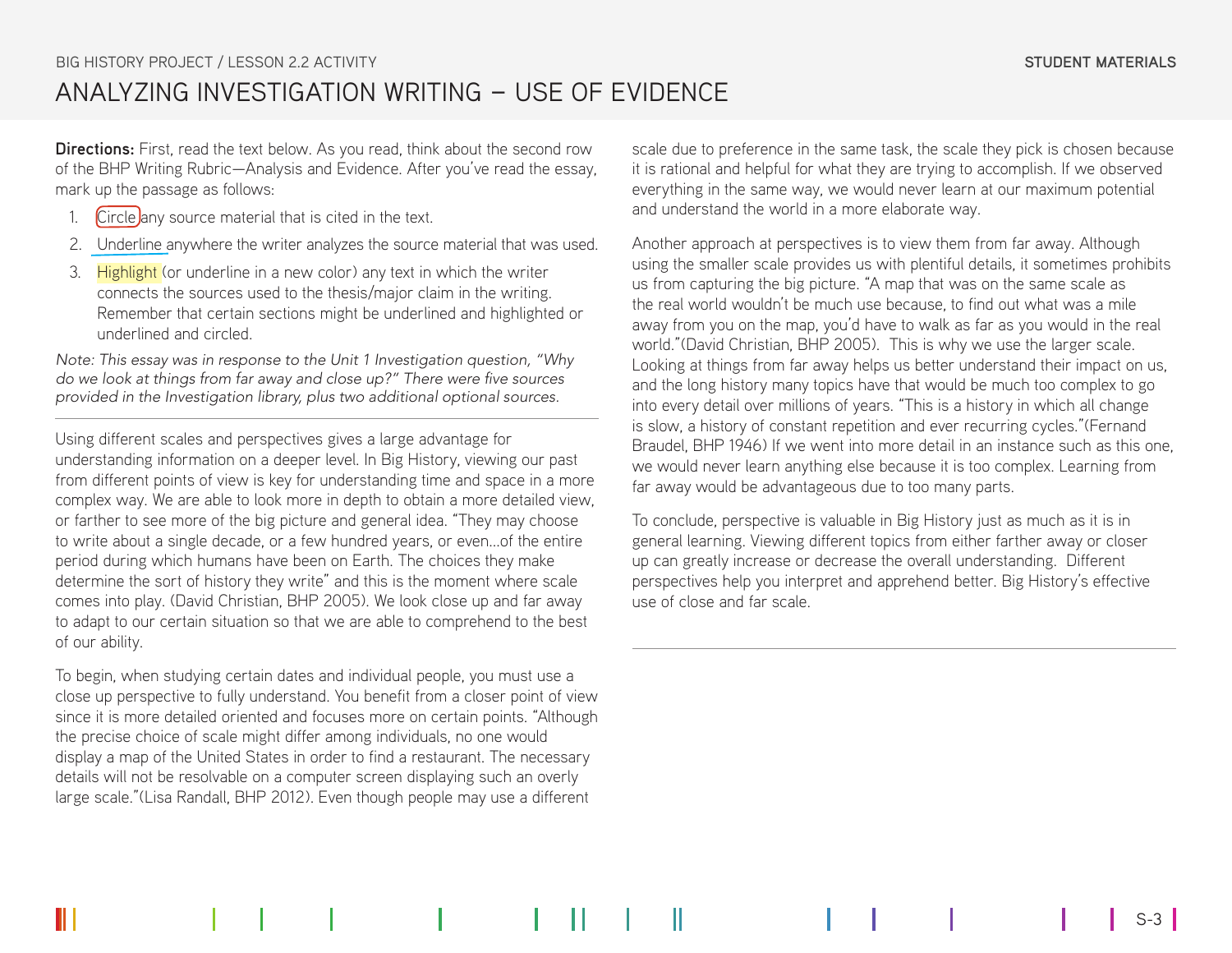BIG HISTORY PROJECT / LESSON 2.2 ACTIVITY

STUDENT MATERIALS

# ANALYZING INVESTIGATION WRITING – USE OF EVIDENCE

**Directions:** First, read the text below. As you read, think about the second row of the BHP Writing Rubric—Analysis and Evidence. After you've read the essay, mark up the passage as follows:

1. Circle any source material that is cited in the text.
2. Underline anywhere the writer analyzes the source material that was used.
3. Highlight (or underline in a new color) any text in which the writer connects the sources used to the thesis/major claim in the writing. Remember that certain sections might be underlined and highlighted or underlined and circled.

*Note: This essay was in response to the Unit 1 Investigation question, "Why do we look at things from far away and close up?" There were five sources provided in the Investigation library, plus two additional optional sources.*

---

Using different scales and perspectives gives a large advantage for understanding information on a deeper level. In Big History, viewing our past from different points of view is key for understanding time and space in a more complex way. We are able to look more in depth to obtain a more detailed view, or farther to see more of the big picture and general idea. "They may choose to write about a single decade, or a few hundred years, or even...of the entire period during which humans have been on Earth. The choices they make determine the sort of history they write" and this is the moment where scale comes into play. (David Christian, BHP 2005). We look close up and far away to adapt to our certain situation so that we are able to comprehend to the best of our ability.

To begin, when studying certain dates and individual people, you must use a close up perspective to fully understand. You benefit from a closer point of view since it is more detailed oriented and focuses more on certain points. "Although the precise choice of scale might differ among individuals, no one would display a map of the United States in order to find a restaurant. The necessary details will not be resolvable on a computer screen displaying such an overly large scale."(Lisa Randall, BHP 2012). Even though people may use a different scale due to preference in the same task, the scale they pick is chosen because it is rational and helpful for what they are trying to accomplish. If we observed everything in the same way, we would never learn at our maximum potential and understand the world in a more elaborate way.

Another approach at perspectives is to view them from far away. Although using the smaller scale provides us with plentiful details, it sometimes prohibits us from capturing the big picture. "A map that was on the same scale as the real world wouldn't be much use because, to find out what was a mile away from you on the map, you'd have to walk as far as you would in the real world."(David Christian, BHP 2005). This is why we use the larger scale. Looking at things from far away helps us better understand their impact on us, and the long history many topics have that would be much too complex to go into every detail over millions of years. "This is a history in which all change is slow, a history of constant repetition and ever recurring cycles."(Fernand Braudel, BHP 1946) If we went into more detail in an instance such as this one, we would never learn anything else because it is too complex. Learning from far away would be advantageous due to too many parts.

To conclude, perspective is valuable in Big History just as much as it is in general learning. Viewing different topics from either farther away or closer up can greatly increase or decrease the overall understanding. Different perspectives help you interpret and apprehend better. Big History's effective use of close and far scale.

---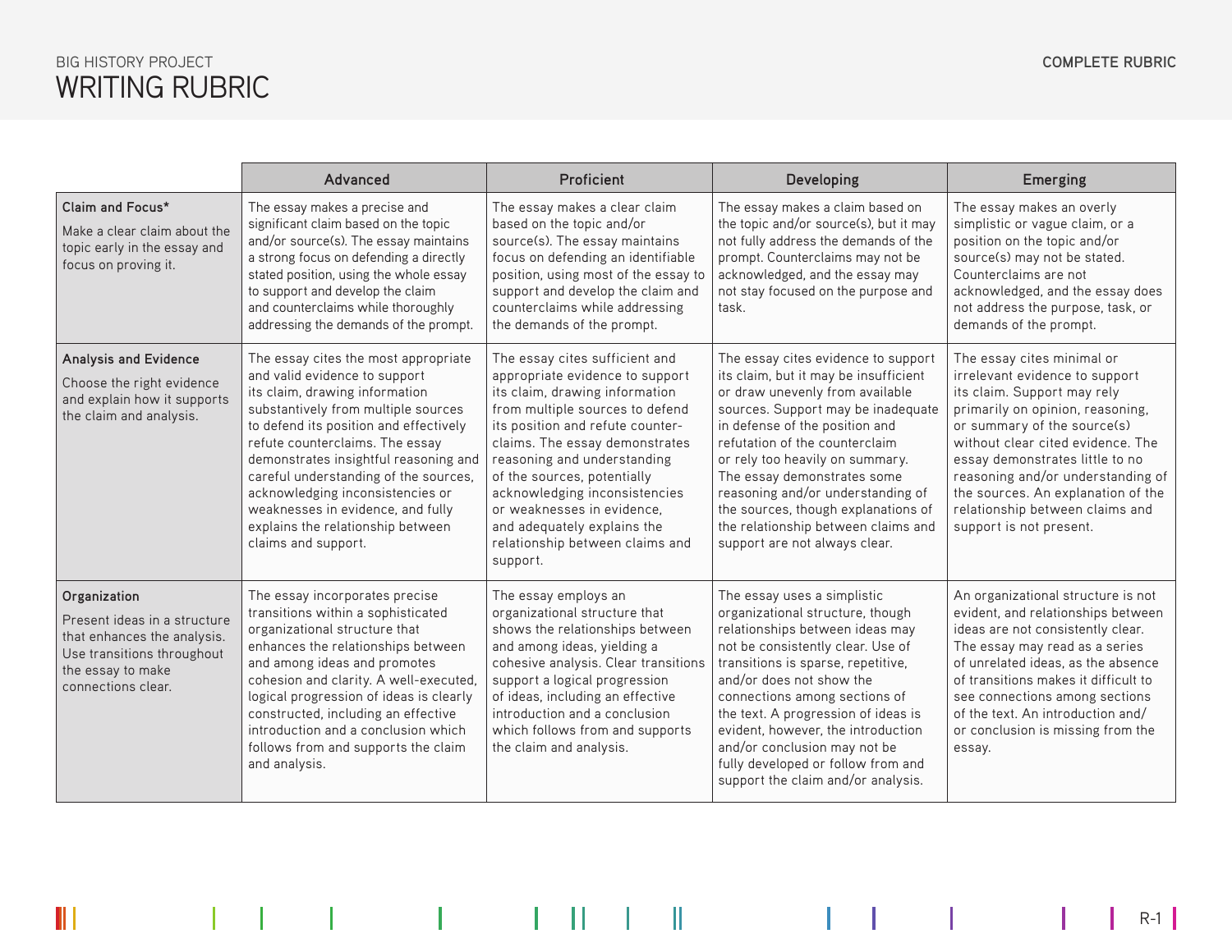BIG HISTORY PROJECT

# WRITING RUBRIC

**COMPLETE RUBRIC**

| | Advanced | Proficient | Developing | Emerging |
|---|---|---|---|---|
| **Claim and Focus***<br>Make a clear claim about the topic early in the essay and focus on proving it. | The essay makes a precise and significant claim based on the topic and/or source(s). The essay maintains a strong focus on defending a directly stated position, using the whole essay to support and develop the claim and counterclaims while thoroughly addressing the demands of the prompt. | The essay makes a clear claim based on the topic and/or source(s). The essay maintains focus on defending an identifiable position, using most of the essay to support and develop the claim and counterclaims while addressing the demands of the prompt. | The essay makes a claim based on the topic and/or source(s), but it may not fully address the demands of the prompt. Counterclaims may not be acknowledged, and the essay may not stay focused on the purpose and task. | The essay makes an overly simplistic or vague claim, or a position on the topic and/or source(s) may not be stated. Counterclaims are not acknowledged, and the essay does not address the purpose, task, or demands of the prompt. |
| **Analysis and Evidence**<br>Choose the right evidence and explain how it supports the claim and analysis. | The essay cites the most appropriate and valid evidence to support its claim, drawing information substantively from multiple sources to defend its position and effectively refute counterclaims. The essay demonstrates insightful reasoning and careful understanding of the sources, acknowledging inconsistencies or weaknesses in evidence, and fully explains the relationship between claims and support. | The essay cites sufficient and appropriate evidence to support its claim, drawing information from multiple sources to defend its position and refute counter-claims. The essay demonstrates reasoning and understanding of the sources, potentially acknowledging inconsistencies or weaknesses in evidence, and adequately explains the relationship between claims and support. | The essay cites evidence to support its claim, but it may be insufficient or draw unevenly from available sources. Support may be inadequate in defense of the position and refutation of the counterclaim or rely too heavily on summary. The essay demonstrates some reasoning and/or understanding of the sources, though explanations of the relationship between claims and support are not always clear. | The essay cites minimal or irrelevant evidence to support its claim. Support may rely primarily on opinion, reasoning, or summary of the source(s) without clear cited evidence. The essay demonstrates little to no reasoning and/or understanding of the sources. An explanation of the relationship between claims and support is not present. |
| **Organization**<br>Present ideas in a structure that enhances the analysis. Use transitions throughout the essay to make connections clear. | The essay incorporates precise transitions within a sophisticated organizational structure that enhances the relationships between and among ideas and promotes cohesion and clarity. A well-executed, logical progression of ideas is clearly constructed, including an effective introduction and a conclusion which follows from and supports the claim and analysis. | The essay employs an organizational structure that shows the relationships between and among ideas, yielding a cohesive analysis. Clear transitions support a logical progression of ideas, including an effective introduction and a conclusion which follows from and supports the claim and analysis. | The essay uses a simplistic organizational structure, though relationships between ideas may not be consistently clear. Use of transitions is sparse, repetitive, and/or does not show the connections among sections of the text. A progression of ideas is evident, however, the introduction and/or conclusion may not be fully developed or follow from and support the claim and/or analysis. | An organizational structure is not evident, and relationships between ideas are not consistently clear. The essay may read as a series of unrelated ideas, as the absence of transitions makes it difficult to see connections among sections of the text. An introduction and/or conclusion is missing from the essay. |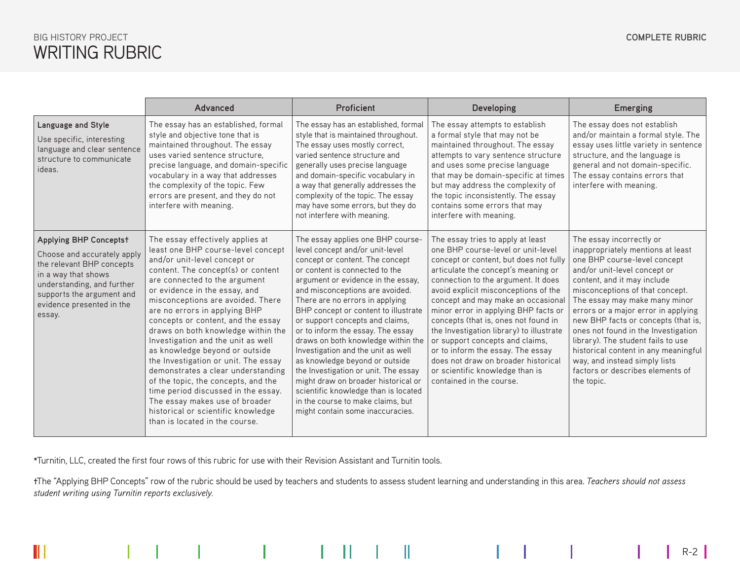BIG HISTORY PROJECT

# WRITING RUBRIC

**COMPLETE RUBRIC**

| | Advanced | Proficient | Developing | Emerging |
|---|---|---|---|---|
| **Language and Style** Use specific, interesting language and clear sentence structure to communicate ideas. | The essay has an established, formal style and objective tone that is maintained throughout. The essay uses varied sentence structure, precise language, and domain-specific vocabulary in a way that addresses the complexity of the topic. Few errors are present, and they do not interfere with meaning. | The essay has an established, formal style that is maintained throughout. The essay uses mostly correct, varied sentence structure and generally uses precise language and domain-specific vocabulary in a way that generally addresses the complexity of the topic. The essay may have some errors, but they do not interfere with meaning. | The essay attempts to establish a formal style that may not be maintained throughout. The essay attempts to vary sentence structure and uses some precise language that may be domain-specific at times but may address the complexity of the topic inconsistently. The essay contains some errors that may interfere with meaning. | The essay does not establish and/or maintain a formal style. The essay uses little variety in sentence structure, and the language is general and not domain-specific. The essay contains errors that interfere with meaning. |
| **Applying BHP Concepts†** Choose and accurately apply the relevant BHP concepts in a way that shows understanding, and further supports the argument and evidence presented in the essay. | The essay effectively applies at least one BHP course-level concept and/or unit-level concept or content. The concept(s) or content are connected to the argument or evidence in the essay, and misconceptions are avoided. There are no errors in applying BHP concepts or content, and the essay draws on both knowledge within the Investigation and the unit as well as knowledge beyond or outside the Investigation or unit. The essay demonstrates a clear understanding of the topic, the concepts, and the time period discussed in the essay. The essay makes use of broader historical or scientific knowledge than is located in the course. | The essay applies one BHP course-level concept and/or unit-level concept or content. The concept or content is connected to the argument or evidence in the essay, and misconceptions are avoided. There are no errors in applying BHP concept or content to illustrate or support concepts and claims, or to inform the essay. The essay draws on both knowledge within the Investigation and the unit as well as knowledge beyond or outside the Investigation or unit. The essay might draw on broader historical or scientific knowledge than is located in the course to make claims, but might contain some inaccuracies. | The essay tries to apply at least one BHP course-level or unit-level concept or content, but does not fully articulate the concept's meaning or connection to the argument. It does avoid explicit misconceptions of the concept and may make an occasional minor error in applying BHP facts or concepts (that is, ones not found in the Investigation library) to illustrate or support concepts and claims, or to inform the essay. The essay does not draw on broader historical or scientific knowledge than is contained in the course. | The essay incorrectly or inappropriately mentions at least one BHP course-level concept and/or unit-level concept or content, and it may include misconceptions of that concept. The essay may make many minor errors or a major error in applying new BHP facts or concepts (that is, ones not found in the Investigation library). The student fails to use historical content in any meaningful way, and instead simply lists factors or describes elements of the topic. |

*Turnitin, LLC, created the first four rows of this rubric for use with their Revision Assistant and Turnitin tools.

†The "Applying BHP Concepts" row of the rubric should be used by teachers and students to assess student learning and understanding in this area. *Teachers should not assess student writing using Turnitin reports exclusively.*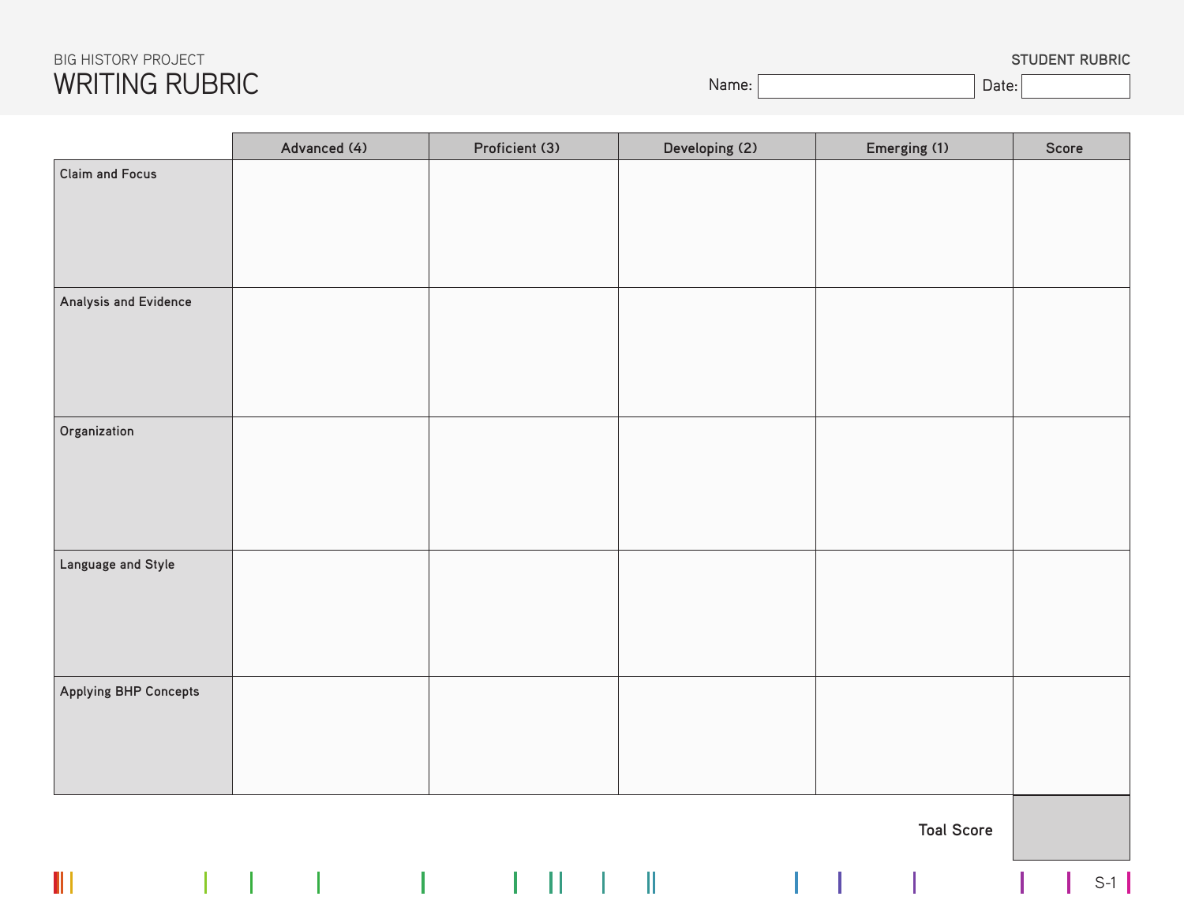BIG HISTORY PROJECT

# WRITING RUBRIC

**STUDENT RUBRIC**

Name: Date:

| | Advanced (4) | Proficient (3) | Developing (2) | Emerging (1) | Score |
|---|---|---|---|---|---|
| Claim and Focus | | | | | |
| Analysis and Evidence | | | | | |
| Organization | | | | | |
| Language and Style | | | | | |
| Applying BHP Concepts | | | | | |
| | | | | Toal Score | |